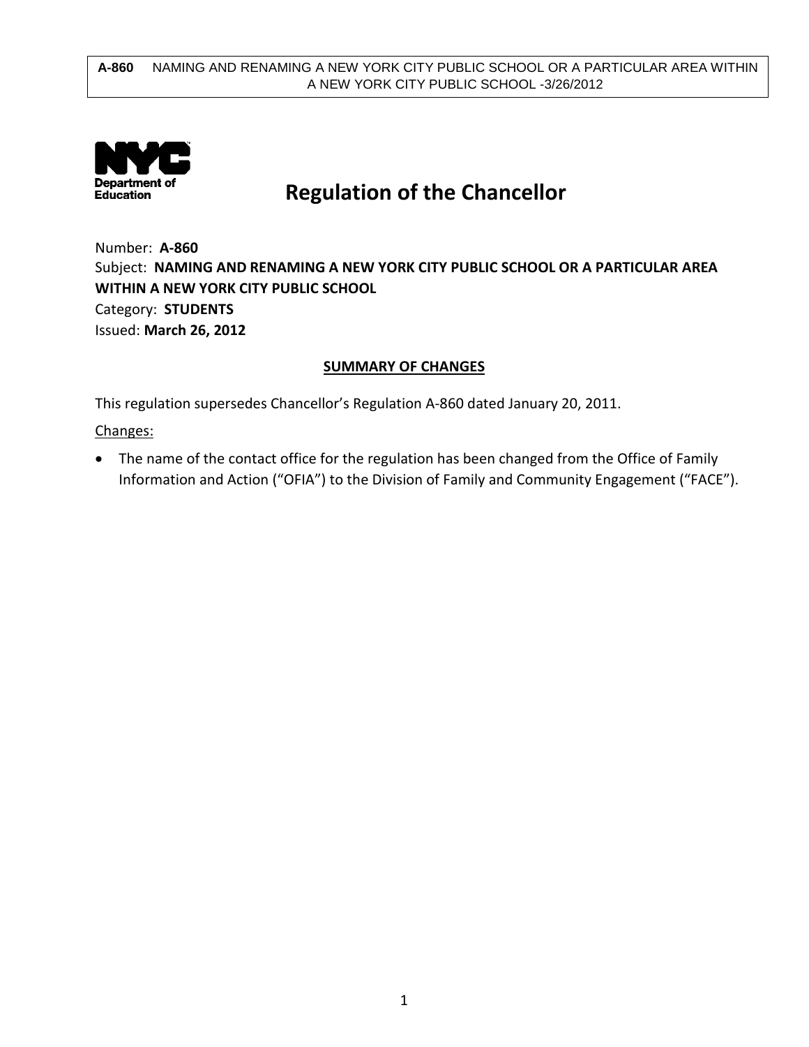# Regulation of the Chancellor

Number: **A-860**

Subject: **NAMING AND RENAMING A NEW YORK CITY PUBLIC SCHOOL OR A PARTICULAR AREA WITHIN A NEW YORK CITY PUBLIC SCHOOL**

Category: **STUDENTS**

Issued: **March 26, 2012**

## SUMMARY OF CHANGES

This regulation supersedes Chancellor's Regulation A-860 dated January 20, 2011.

Changes:

- The name of the contact office for the regulation has been changed from the Office of Family Information and Action ("OFIA") to the Division of Family and Community Engagement ("FACE").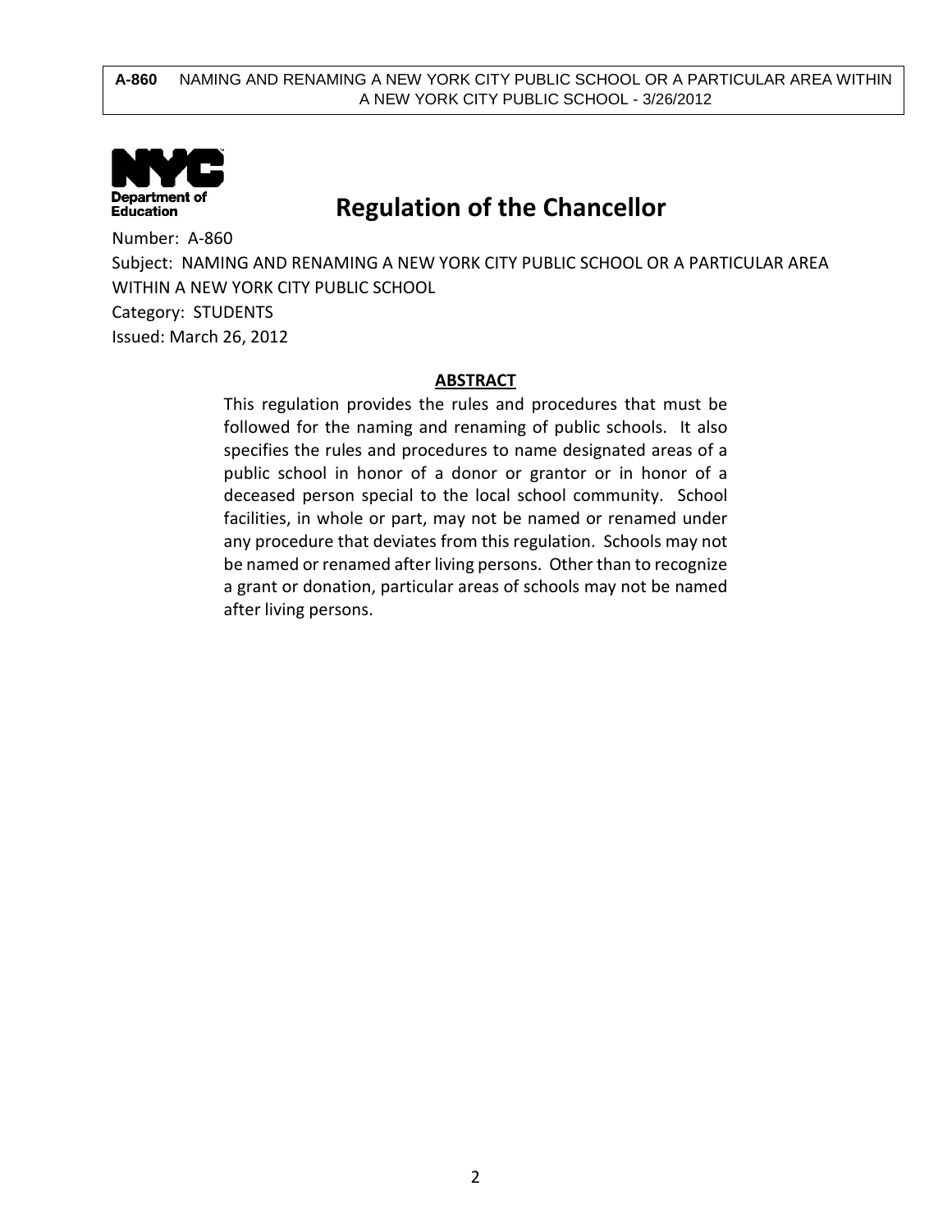# Regulation of the Chancellor

Number: A-860

Subject: NAMING AND RENAMING A NEW YORK CITY PUBLIC SCHOOL OR A PARTICULAR AREA WITHIN A NEW YORK CITY PUBLIC SCHOOL

Category: STUDENTS

Issued: March 26, 2012

**ABSTRACT**

This regulation provides the rules and procedures that must be followed for the naming and renaming of public schools. It also specifies the rules and procedures to name designated areas of a public school in honor of a donor or grantor or in honor of a deceased person special to the local school community. School facilities, in whole or part, may not be named or renamed under any procedure that deviates from this regulation. Schools may not be named or renamed after living persons. Other than to recognize a grant or donation, particular areas of schools may not be named after living persons.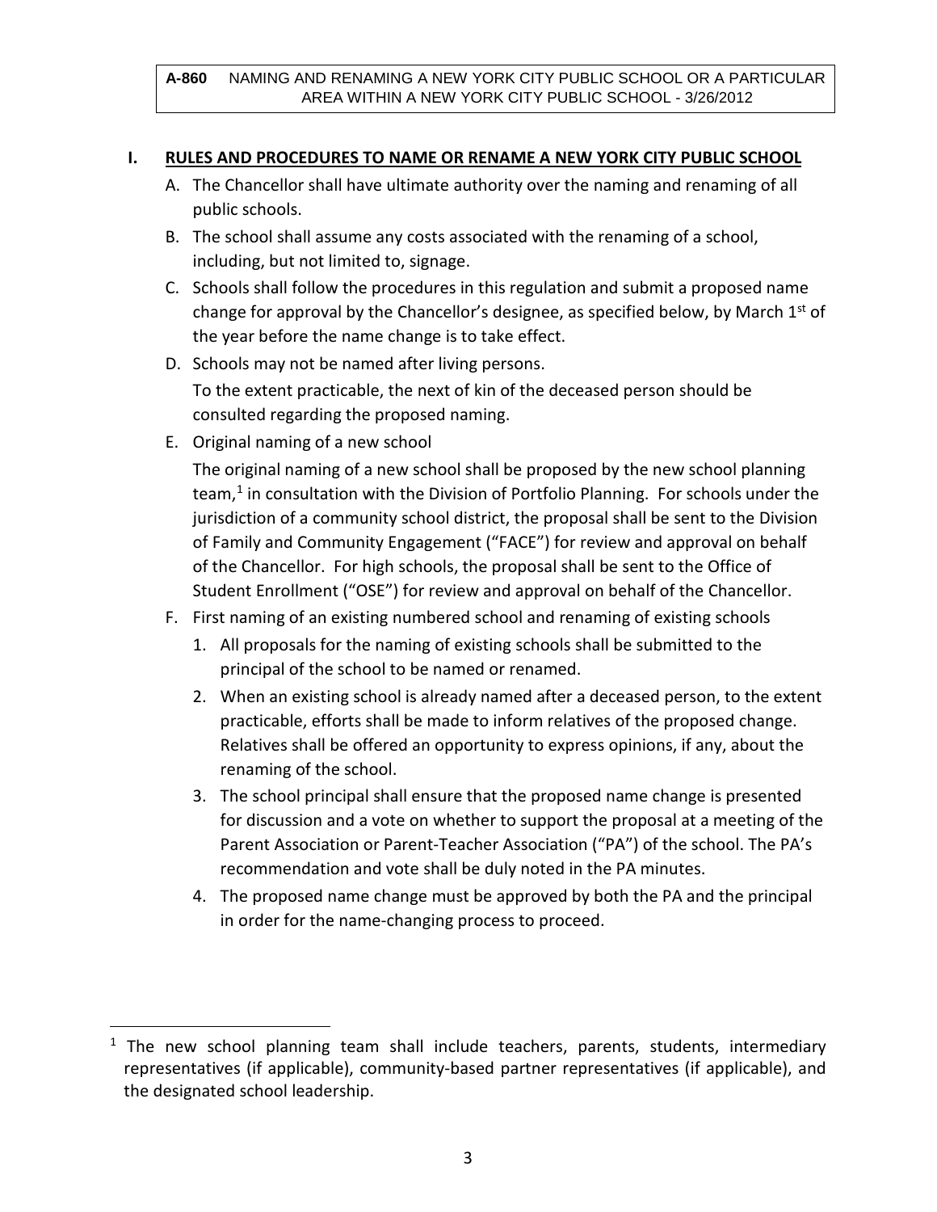## I. RULES AND PROCEDURES TO NAME OR RENAME A NEW YORK CITY PUBLIC SCHOOL

A. The Chancellor shall have ultimate authority over the naming and renaming of all public schools.

B. The school shall assume any costs associated with the renaming of a school, including, but not limited to, signage.

C. Schools shall follow the procedures in this regulation and submit a proposed name change for approval by the Chancellor's designee, as specified below, by March 1st of the year before the name change is to take effect.

D. Schools may not be named after living persons.

   To the extent practicable, the next of kin of the deceased person should be consulted regarding the proposed naming.

E. Original naming of a new school

   The original naming of a new school shall be proposed by the new school planning team,[1] in consultation with the Division of Portfolio Planning. For schools under the jurisdiction of a community school district, the proposal shall be sent to the Division of Family and Community Engagement ("FACE") for review and approval on behalf of the Chancellor. For high schools, the proposal shall be sent to the Office of Student Enrollment ("OSE") for review and approval on behalf of the Chancellor.

F. First naming of an existing numbered school and renaming of existing schools

   1. All proposals for the naming of existing schools shall be submitted to the principal of the school to be named or renamed.
   2. When an existing school is already named after a deceased person, to the extent practicable, efforts shall be made to inform relatives of the proposed change. Relatives shall be offered an opportunity to express opinions, if any, about the renaming of the school.
   3. The school principal shall ensure that the proposed name change is presented for discussion and a vote on whether to support the proposal at a meeting of the Parent Association or Parent-Teacher Association ("PA") of the school. The PA's recommendation and vote shall be duly noted in the PA minutes.
   4. The proposed name change must be approved by both the PA and the principal in order for the name-changing process to proceed.

[1] The new school planning team shall include teachers, parents, students, intermediary representatives (if applicable), community-based partner representatives (if applicable), and the designated school leadership.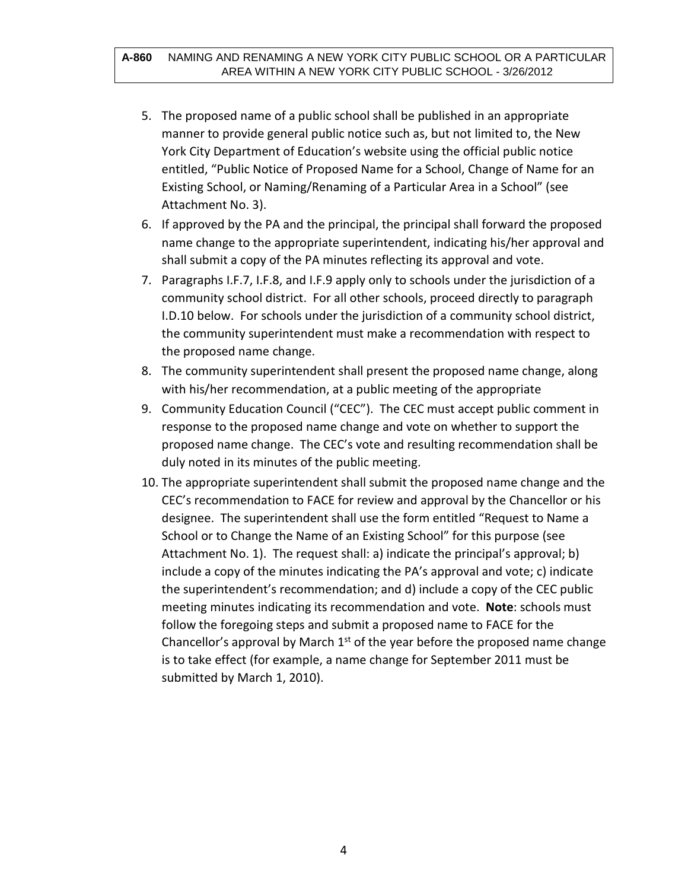5. The proposed name of a public school shall be published in an appropriate manner to provide general public notice such as, but not limited to, the New York City Department of Education's website using the official public notice entitled, "Public Notice of Proposed Name for a School, Change of Name for an Existing School, or Naming/Renaming of a Particular Area in a School" (see Attachment No. 3).
6. If approved by the PA and the principal, the principal shall forward the proposed name change to the appropriate superintendent, indicating his/her approval and shall submit a copy of the PA minutes reflecting its approval and vote.
7. Paragraphs I.F.7, I.F.8, and I.F.9 apply only to schools under the jurisdiction of a community school district. For all other schools, proceed directly to paragraph I.D.10 below. For schools under the jurisdiction of a community school district, the community superintendent must make a recommendation with respect to the proposed name change.
8. The community superintendent shall present the proposed name change, along with his/her recommendation, at a public meeting of the appropriate
9. Community Education Council ("CEC"). The CEC must accept public comment in response to the proposed name change and vote on whether to support the proposed name change. The CEC's vote and resulting recommendation shall be duly noted in its minutes of the public meeting.
10. The appropriate superintendent shall submit the proposed name change and the CEC's recommendation to FACE for review and approval by the Chancellor or his designee. The superintendent shall use the form entitled "Request to Name a School or to Change the Name of an Existing School" for this purpose (see Attachment No. 1). The request shall: a) indicate the principal's approval; b) include a copy of the minutes indicating the PA's approval and vote; c) indicate the superintendent's recommendation; and d) include a copy of the CEC public meeting minutes indicating its recommendation and vote. **Note**: schools must follow the foregoing steps and submit a proposed name to FACE for the Chancellor's approval by March 1st of the year before the proposed name change is to take effect (for example, a name change for September 2011 must be submitted by March 1, 2010).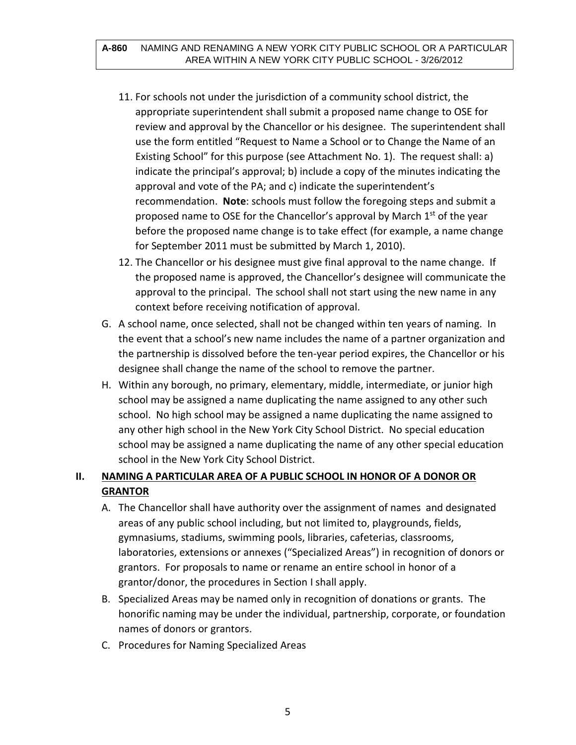11. For schools not under the jurisdiction of a community school district, the appropriate superintendent shall submit a proposed name change to OSE for review and approval by the Chancellor or his designee. The superintendent shall use the form entitled "Request to Name a School or to Change the Name of an Existing School" for this purpose (see Attachment No. 1). The request shall: a) indicate the principal's approval; b) include a copy of the minutes indicating the approval and vote of the PA; and c) indicate the superintendent's recommendation. **Note**: schools must follow the foregoing steps and submit a proposed name to OSE for the Chancellor's approval by March 1st of the year before the proposed name change is to take effect (for example, a name change for September 2011 must be submitted by March 1, 2010).
12. The Chancellor or his designee must give final approval to the name change. If the proposed name is approved, the Chancellor's designee will communicate the approval to the principal. The school shall not start using the new name in any context before receiving notification of approval.

G. A school name, once selected, shall not be changed within ten years of naming. In the event that a school's new name includes the name of a partner organization and the partnership is dissolved before the ten-year period expires, the Chancellor or his designee shall change the name of the school to remove the partner.

H. Within any borough, no primary, elementary, middle, intermediate, or junior high school may be assigned a name duplicating the name assigned to any other such school. No high school may be assigned a name duplicating the name assigned to any other high school in the New York City School District. No special education school may be assigned a name duplicating the name of any other special education school in the New York City School District.

## II. NAMING A PARTICULAR AREA OF A PUBLIC SCHOOL IN HONOR OF A DONOR OR GRANTOR

A. The Chancellor shall have authority over the assignment of names and designated areas of any public school including, but not limited to, playgrounds, fields, gymnasiums, stadiums, swimming pools, libraries, cafeterias, classrooms, laboratories, extensions or annexes ("Specialized Areas") in recognition of donors or grantors. For proposals to name or rename an entire school in honor of a grantor/donor, the procedures in Section I shall apply.

B. Specialized Areas may be named only in recognition of donations or grants. The honorific naming may be under the individual, partnership, corporate, or foundation names of donors or grantors.

C. Procedures for Naming Specialized Areas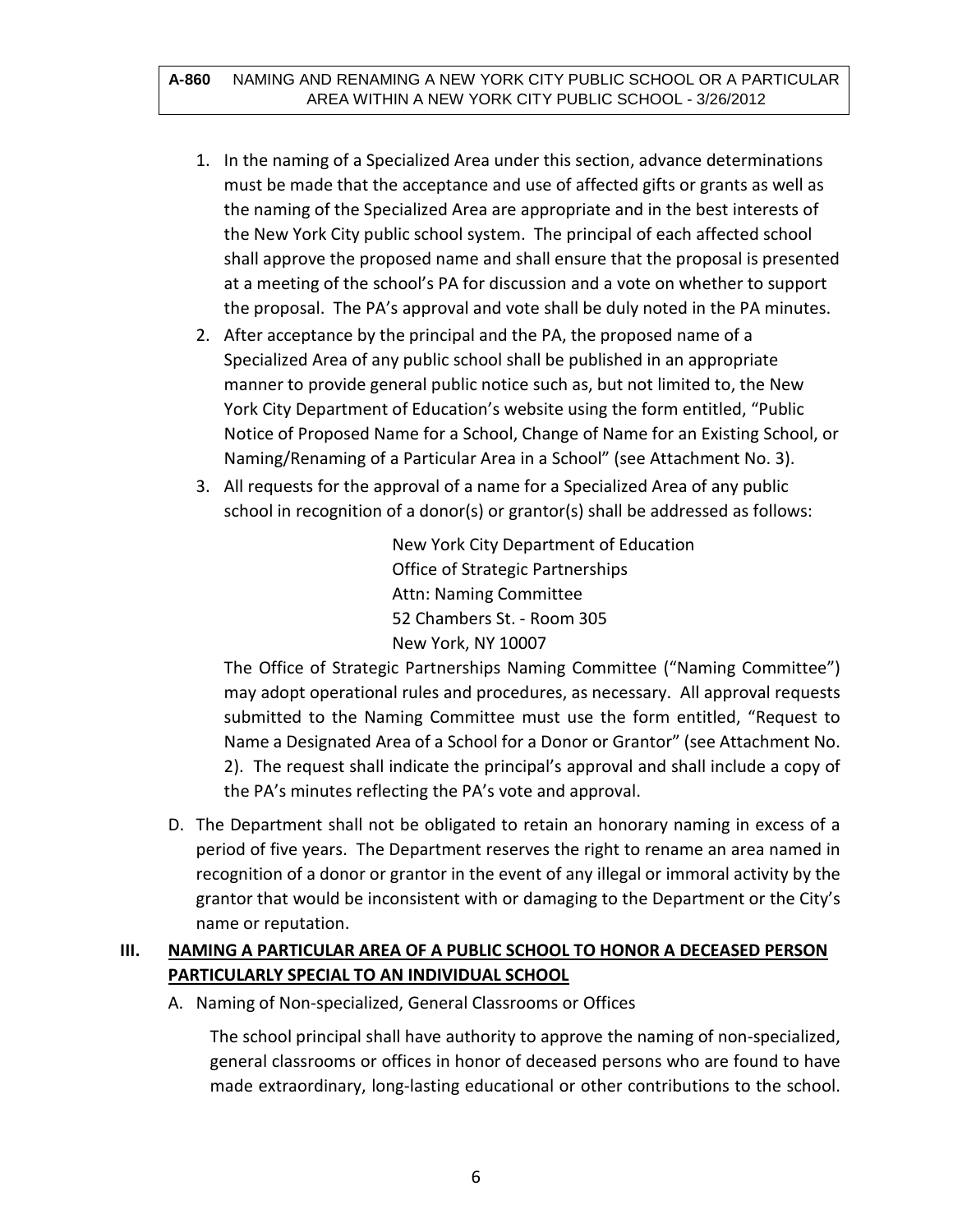1. In the naming of a Specialized Area under this section, advance determinations must be made that the acceptance and use of affected gifts or grants as well as the naming of the Specialized Area are appropriate and in the best interests of the New York City public school system. The principal of each affected school shall approve the proposed name and shall ensure that the proposal is presented at a meeting of the school's PA for discussion and a vote on whether to support the proposal. The PA's approval and vote shall be duly noted in the PA minutes.
2. After acceptance by the principal and the PA, the proposed name of a Specialized Area of any public school shall be published in an appropriate manner to provide general public notice such as, but not limited to, the New York City Department of Education's website using the form entitled, "Public Notice of Proposed Name for a School, Change of Name for an Existing School, or Naming/Renaming of a Particular Area in a School" (see Attachment No. 3).
3. All requests for the approval of a name for a Specialized Area of any public school in recognition of a donor(s) or grantor(s) shall be addressed as follows:

   New York City Department of Education
   Office of Strategic Partnerships
   Attn: Naming Committee
   52 Chambers St. - Room 305
   New York, NY 10007

   The Office of Strategic Partnerships Naming Committee ("Naming Committee") may adopt operational rules and procedures, as necessary. All approval requests submitted to the Naming Committee must use the form entitled, "Request to Name a Designated Area of a School for a Donor or Grantor" (see Attachment No. 2). The request shall indicate the principal's approval and shall include a copy of the PA's minutes reflecting the PA's vote and approval.

D. The Department shall not be obligated to retain an honorary naming in excess of a period of five years. The Department reserves the right to rename an area named in recognition of a donor or grantor in the event of any illegal or immoral activity by the grantor that would be inconsistent with or damaging to the Department or the City's name or reputation.

## III. NAMING A PARTICULAR AREA OF A PUBLIC SCHOOL TO HONOR A DECEASED PERSON PARTICULARLY SPECIAL TO AN INDIVIDUAL SCHOOL

A. Naming of Non-specialized, General Classrooms or Offices

The school principal shall have authority to approve the naming of non-specialized, general classrooms or offices in honor of deceased persons who are found to have made extraordinary, long-lasting educational or other contributions to the school.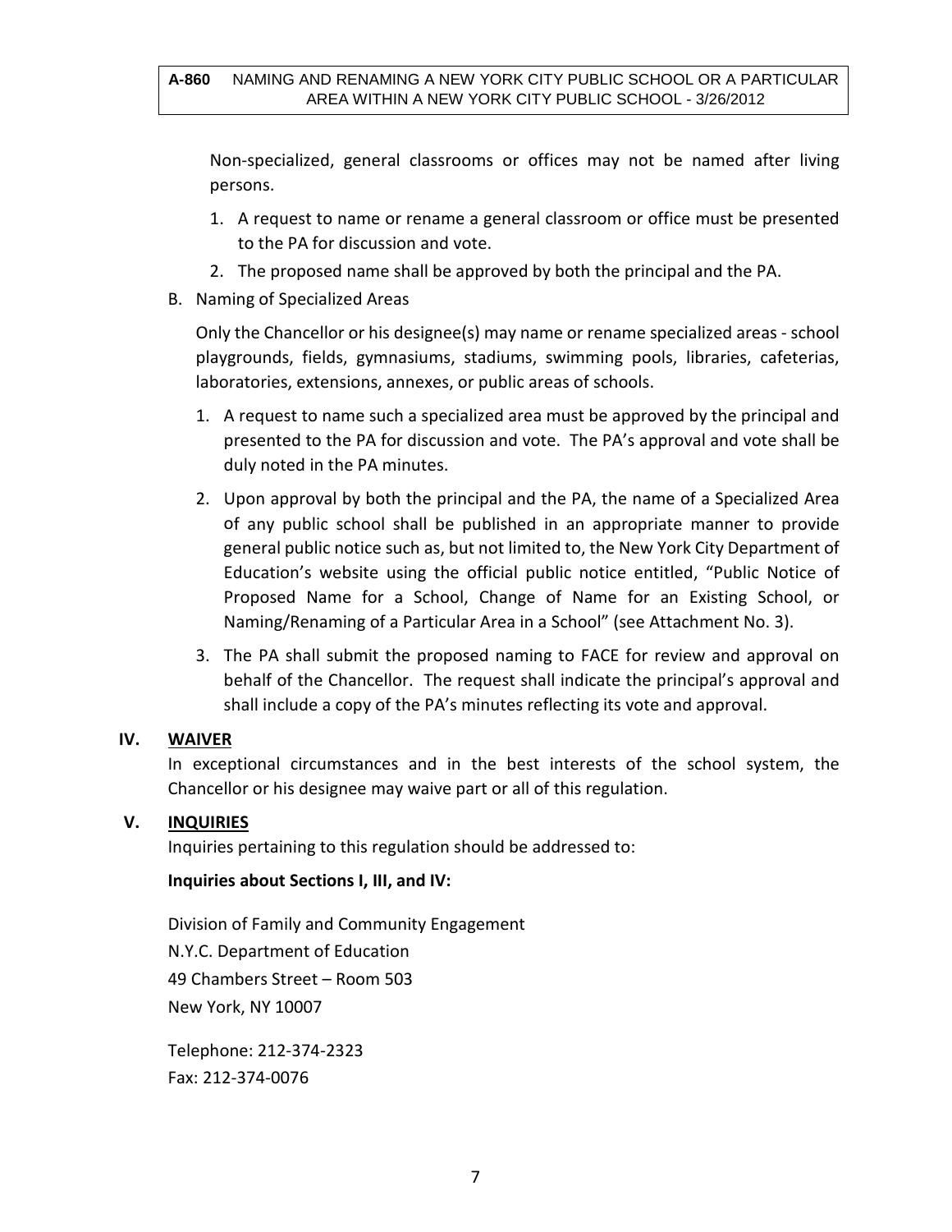Non-specialized, general classrooms or offices may not be named after living persons.

1. A request to name or rename a general classroom or office must be presented to the PA for discussion and vote.
2. The proposed name shall be approved by both the principal and the PA.

B. Naming of Specialized Areas

Only the Chancellor or his designee(s) may name or rename specialized areas - school playgrounds, fields, gymnasiums, stadiums, swimming pools, libraries, cafeterias, laboratories, extensions, annexes, or public areas of schools.

1. A request to name such a specialized area must be approved by the principal and presented to the PA for discussion and vote. The PA's approval and vote shall be duly noted in the PA minutes.
2. Upon approval by both the principal and the PA, the name of a Specialized Area of any public school shall be published in an appropriate manner to provide general public notice such as, but not limited to, the New York City Department of Education's website using the official public notice entitled, "Public Notice of Proposed Name for a School, Change of Name for an Existing School, or Naming/Renaming of a Particular Area in a School" (see Attachment No. 3).
3. The PA shall submit the proposed naming to FACE for review and approval on behalf of the Chancellor. The request shall indicate the principal's approval and shall include a copy of the PA's minutes reflecting its vote and approval.

## IV. WAIVER

In exceptional circumstances and in the best interests of the school system, the Chancellor or his designee may waive part or all of this regulation.

## V. INQUIRIES

Inquiries pertaining to this regulation should be addressed to:

**Inquiries about Sections I, III, and IV:**

Division of Family and Community Engagement
N.Y.C. Department of Education
49 Chambers Street – Room 503
New York, NY 10007

Telephone: 212-374-2323
Fax: 212-374-0076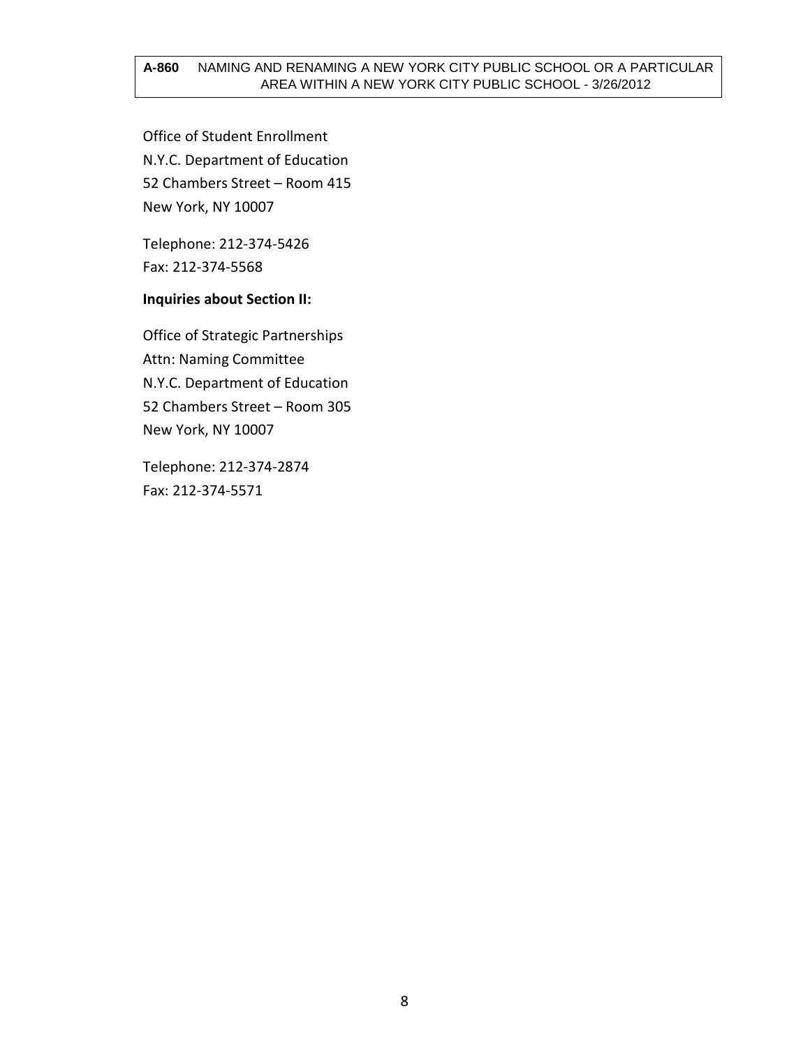Office of Student Enrollment
N.Y.C. Department of Education
52 Chambers Street – Room 415
New York, NY 10007

Telephone: 212-374-5426
Fax: 212-374-5568

**Inquiries about Section II:**

Office of Strategic Partnerships
Attn: Naming Committee
N.Y.C. Department of Education
52 Chambers Street – Room 305
New York, NY 10007

Telephone: 212-374-2874
Fax: 212-374-5571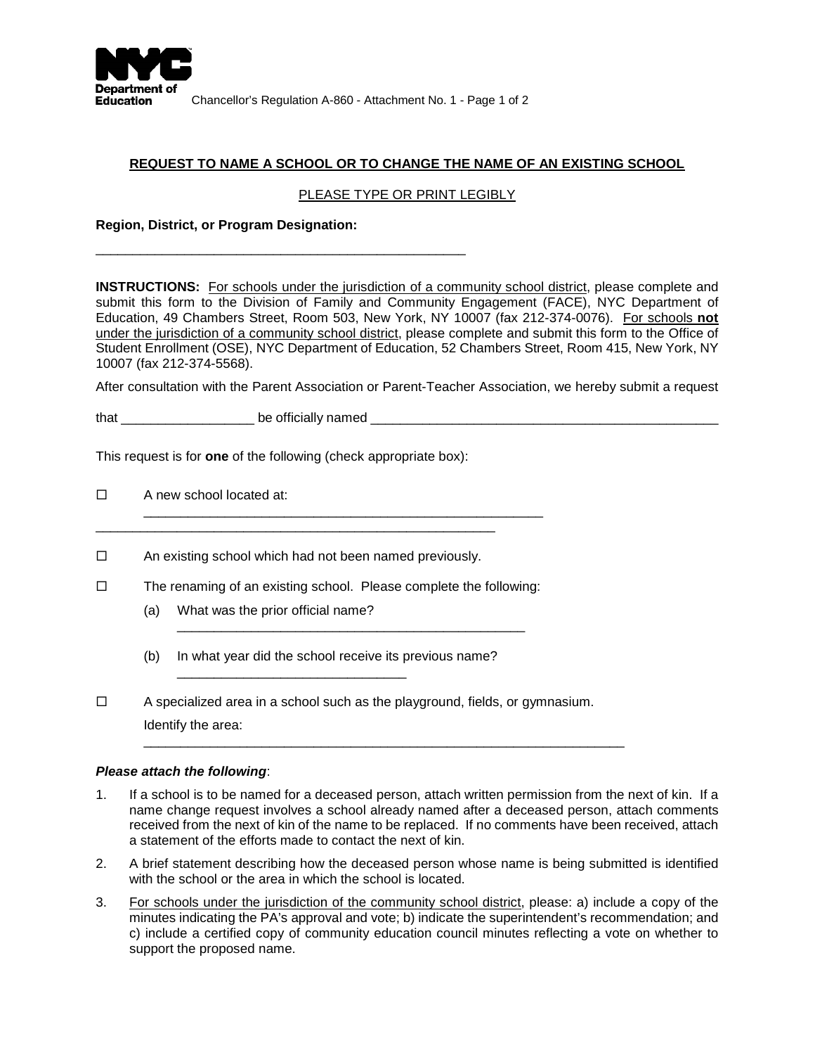## REQUEST TO NAME A SCHOOL OR TO CHANGE THE NAME OF AN EXISTING SCHOOL

PLEASE TYPE OR PRINT LEGIBLY

**Region, District, or Program Designation:**

\_\_\_\_\_\_\_\_\_\_\_\_\_\_\_\_\_\_\_\_\_\_\_\_\_\_\_\_\_\_\_\_\_\_\_\_\_\_\_\_\_\_\_\_\_\_\_\_

**INSTRUCTIONS:** For schools under the jurisdiction of a community school district, please complete and submit this form to the Division of Family and Community Engagement (FACE), NYC Department of Education, 49 Chambers Street, Room 503, New York, NY 10007 (fax 212-374-0076). For schools **not** under the jurisdiction of a community school district, please complete and submit this form to the Office of Student Enrollment (OSE), NYC Department of Education, 52 Chambers Street, Room 415, New York, NY 10007 (fax 212-374-5568).

After consultation with the Parent Association or Parent-Teacher Association, we hereby submit a request

that \_\_\_\_\_\_\_\_\_\_\_\_\_\_\_\_\_\_ be officially named \_\_\_\_\_\_\_\_\_\_\_\_\_\_\_\_\_\_\_\_\_\_\_\_\_\_\_\_\_\_\_\_\_\_\_\_\_\_\_\_\_\_\_\_\_\_\_\_

This request is for **one** of the following (check appropriate box):

☐ A new school located at: \_\_\_\_\_\_\_\_\_\_\_\_\_\_\_\_\_\_\_\_\_\_\_\_\_\_\_\_\_\_\_\_\_\_\_\_\_\_\_\_\_\_\_\_\_\_\_\_\_\_\_\_
\_\_\_\_\_\_\_\_\_\_\_\_\_\_\_\_\_\_\_\_\_\_\_\_\_\_\_\_\_\_\_\_\_\_\_\_\_\_\_\_\_\_\_\_\_\_\_\_\_\_\_\_

☐ An existing school which had not been named previously.

☐ The renaming of an existing school. Please complete the following:

(a) What was the prior official name? \_\_\_\_\_\_\_\_\_\_\_\_\_\_\_\_\_\_\_\_\_\_\_\_\_\_\_\_\_\_\_\_\_\_\_\_\_\_\_\_\_\_\_\_\_\_\_

(b) In what year did the school receive its previous name? \_\_\_\_\_\_\_\_\_\_\_\_\_\_\_\_\_\_\_\_\_\_\_\_\_\_\_\_\_\_

☐ A specialized area in a school such as the playground, fields, or gymnasium.

Identify the area: \_\_\_\_\_\_\_\_\_\_\_\_\_\_\_\_\_\_\_\_\_\_\_\_\_\_\_\_\_\_\_\_\_\_\_\_\_\_\_\_\_\_\_\_\_\_\_\_\_\_\_\_\_\_\_\_\_\_\_\_\_\_\_\_

***Please attach the following***:

1. If a school is to be named for a deceased person, attach written permission from the next of kin. If a name change request involves a school already named after a deceased person, attach comments received from the next of kin of the name to be replaced. If no comments have been received, attach a statement of the efforts made to contact the next of kin.
2. A brief statement describing how the deceased person whose name is being submitted is identified with the school or the area in which the school is located.
3. For schools under the jurisdiction of the community school district, please: a) include a copy of the minutes indicating the PA's approval and vote; b) indicate the superintendent's recommendation; and c) include a certified copy of community education council minutes reflecting a vote on whether to support the proposed name.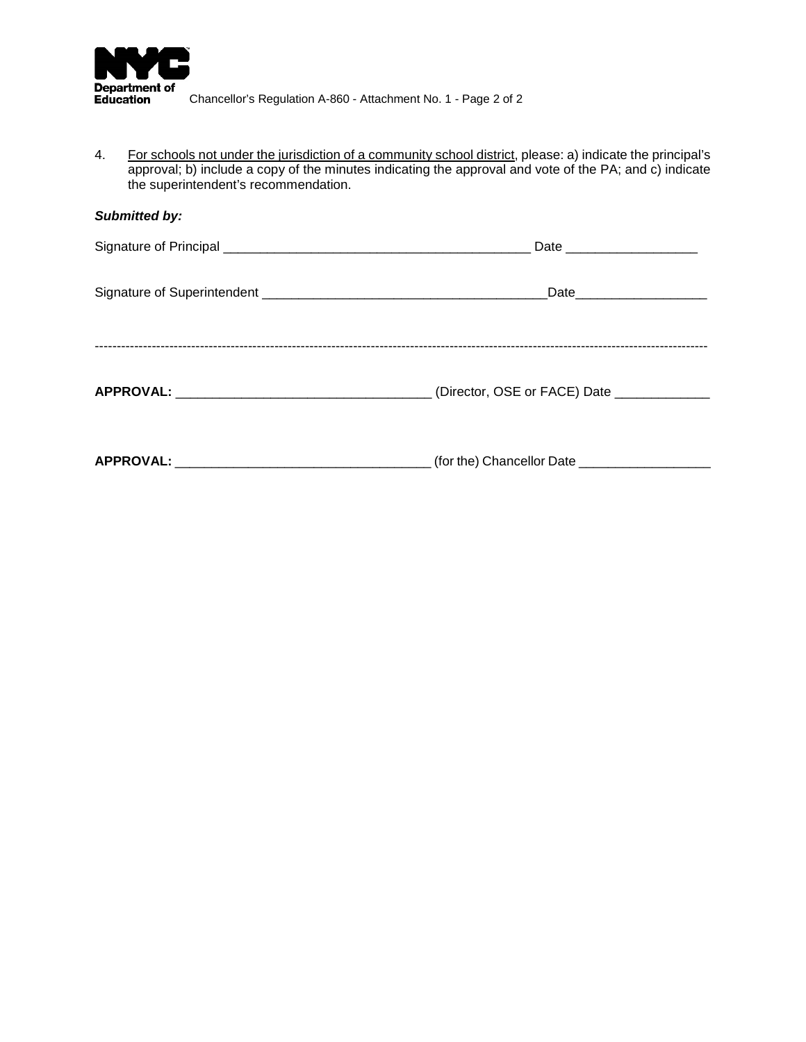4. <u>For schools not under the jurisdiction of a community school district</u>, please: a) indicate the principal's approval; b) include a copy of the minutes indicating the approval and vote of the PA; and c) indicate the superintendent's recommendation.

***Submitted by:***

Signature of Principal ___________________________________________ Date __________________

Signature of Superintendent ______________________________________Date__________________

---

**APPROVAL:** __________________________________ (Director, OSE or FACE) Date _____________

**APPROVAL:** __________________________________ (for the) Chancellor Date __________________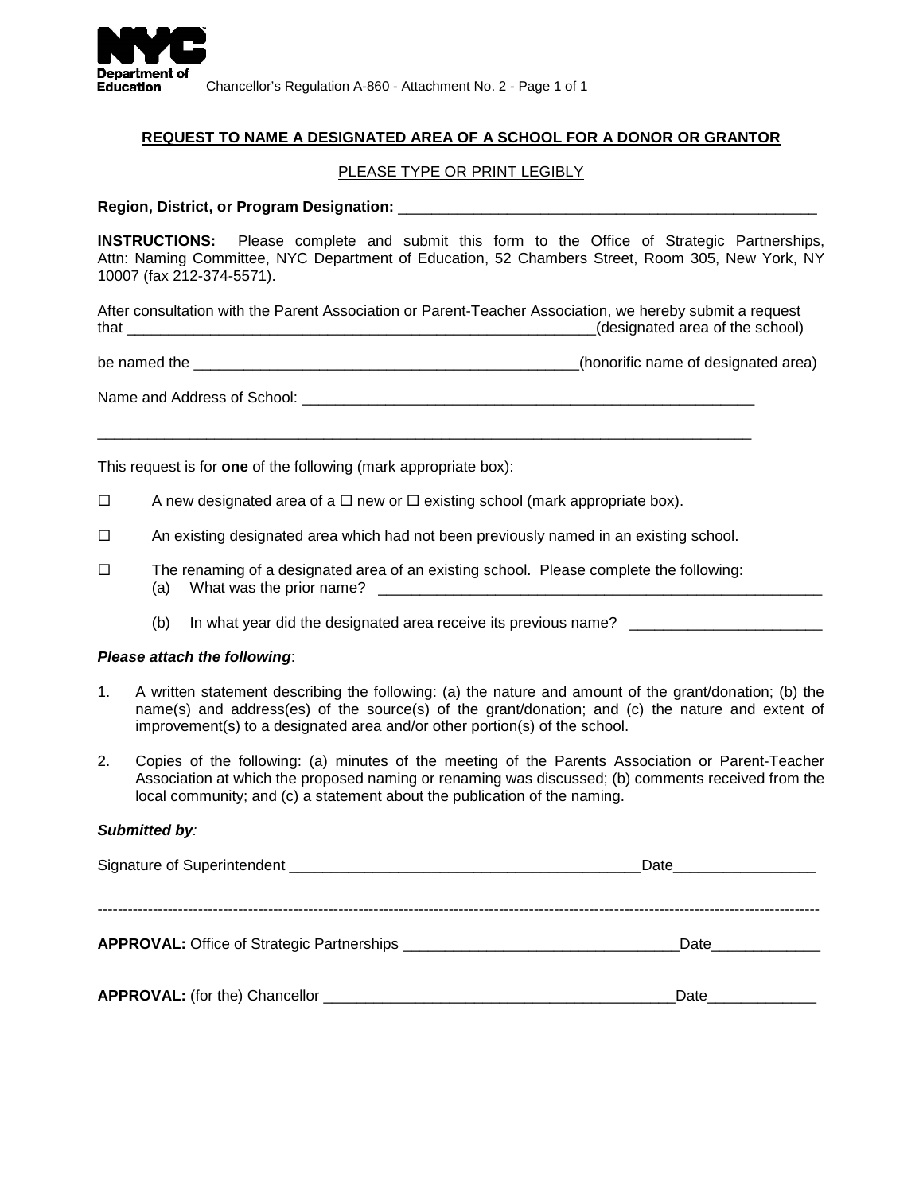Chancellor's Regulation A-860 - Attachment No. 2

## REQUEST TO NAME A DESIGNATED AREA OF A SCHOOL FOR A DONOR OR GRANTOR

PLEASE TYPE OR PRINT LEGIBLY

**Region, District, or Program Designation:** ___________________________________________________

**INSTRUCTIONS:** Please complete and submit this form to the Office of Strategic Partnerships, Attn: Naming Committee, NYC Department of Education, 52 Chambers Street, Room 305, New York, NY 10007 (fax 212-374-5571).

After consultation with the Parent Association or Parent-Teacher Association, we hereby submit a request that ________________________________________________________(designated area of the school)

be named the ______________________________________________(honorific name of designated area)

Name and Address of School: ______________________________________________________

_______________________________________________________________________________

This request is for **one** of the following (mark appropriate box):

☐ A new designated area of a ☐ new or ☐ existing school (mark appropriate box).

☐ An existing designated area which had not been previously named in an existing school.

☐ The renaming of a designated area of an existing school. Please complete the following:

(a) What was the prior name? ______________________________________________________

(b) In what year did the designated area receive its previous name? ______________________

***Please attach the following***:

1. A written statement describing the following: (a) the nature and amount of the grant/donation; (b) the name(s) and address(es) of the source(s) of the grant/donation; and (c) the nature and extent of improvement(s) to a designated area and/or other portion(s) of the school.
2. Copies of the following: (a) minutes of the meeting of the Parents Association or Parent-Teacher Association at which the proposed naming or renaming was discussed; (b) comments received from the local community; and (c) a statement about the publication of the naming.

***Submitted by***:

Signature of Superintendent __________________________________________Date________________

---

**APPROVAL:** Office of Strategic Partnerships ________________________________Date____________

**APPROVAL:** (for the) Chancellor _________________________________________Date____________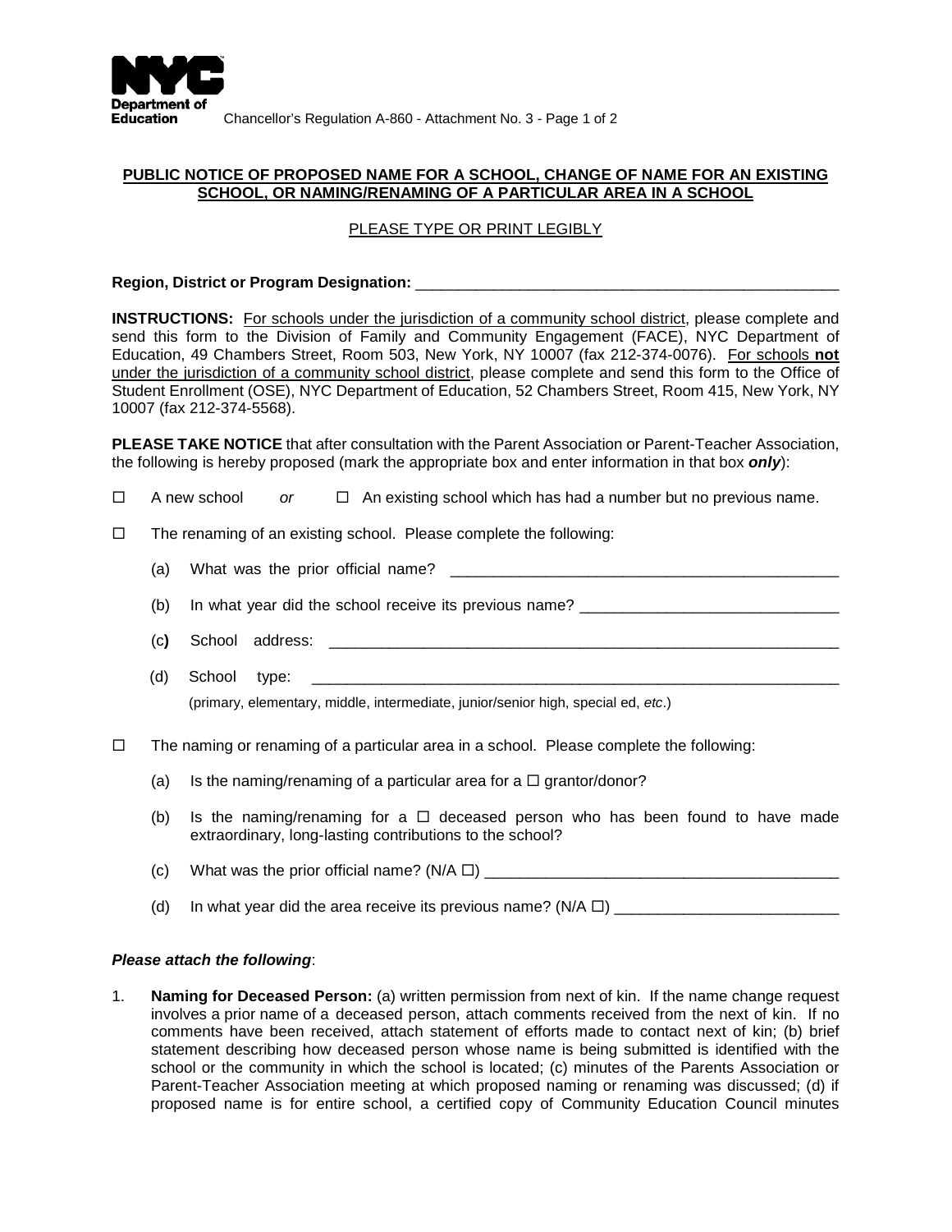**PUBLIC NOTICE OF PROPOSED NAME FOR A SCHOOL, CHANGE OF NAME FOR AN EXISTING SCHOOL, OR NAMING/RENAMING OF A PARTICULAR AREA IN A SCHOOL**

PLEASE TYPE OR PRINT LEGIBLY

**Region, District or Program Designation:** ___________________________________________________

**INSTRUCTIONS:** For schools under the jurisdiction of a community school district, please complete and send this form to the Division of Family and Community Engagement (FACE), NYC Department of Education, 49 Chambers Street, Room 503, New York, NY 10007 (fax 212-374-0076). For schools **not** under the jurisdiction of a community school district, please complete and send this form to the Office of Student Enrollment (OSE), NYC Department of Education, 52 Chambers Street, Room 415, New York, NY 10007 (fax 212-374-5568).

**PLEASE TAKE NOTICE** that after consultation with the Parent Association or Parent-Teacher Association, the following is hereby proposed (mark the appropriate box and enter information in that box ***only***):

☐ A new school *or* ☐ An existing school which has had a number but no previous name.

☐ The renaming of an existing school. Please complete the following:

(a) What was the prior official name? ______________________________________________

(b) In what year did the school receive its previous name? ______________________________

(c) School address: ______________________________________________________________

(d) School type: _________________________________________________________________

(primary, elementary, middle, intermediate, junior/senior high, special ed, *etc*.)

☐ The naming or renaming of a particular area in a school. Please complete the following:

(a) Is the naming/renaming of a particular area for a ☐ grantor/donor?

(b) Is the naming/renaming for a ☐ deceased person who has been found to have made extraordinary, long-lasting contributions to the school?

(c) What was the prior official name? (N/A ☐) __________________________________________

(d) In what year did the area receive its previous name? (N/A ☐) __________________________

***Please attach the following***:

1. **Naming for Deceased Person:** (a) written permission from next of kin. If the name change request involves a prior name of a deceased person, attach comments received from the next of kin. If no comments have been received, attach statement of efforts made to contact next of kin; (b) brief statement describing how deceased person whose name is being submitted is identified with the school or the community in which the school is located; (c) minutes of the Parents Association or Parent-Teacher Association meeting at which proposed naming or renaming was discussed; (d) if proposed name is for entire school, a certified copy of Community Education Council minutes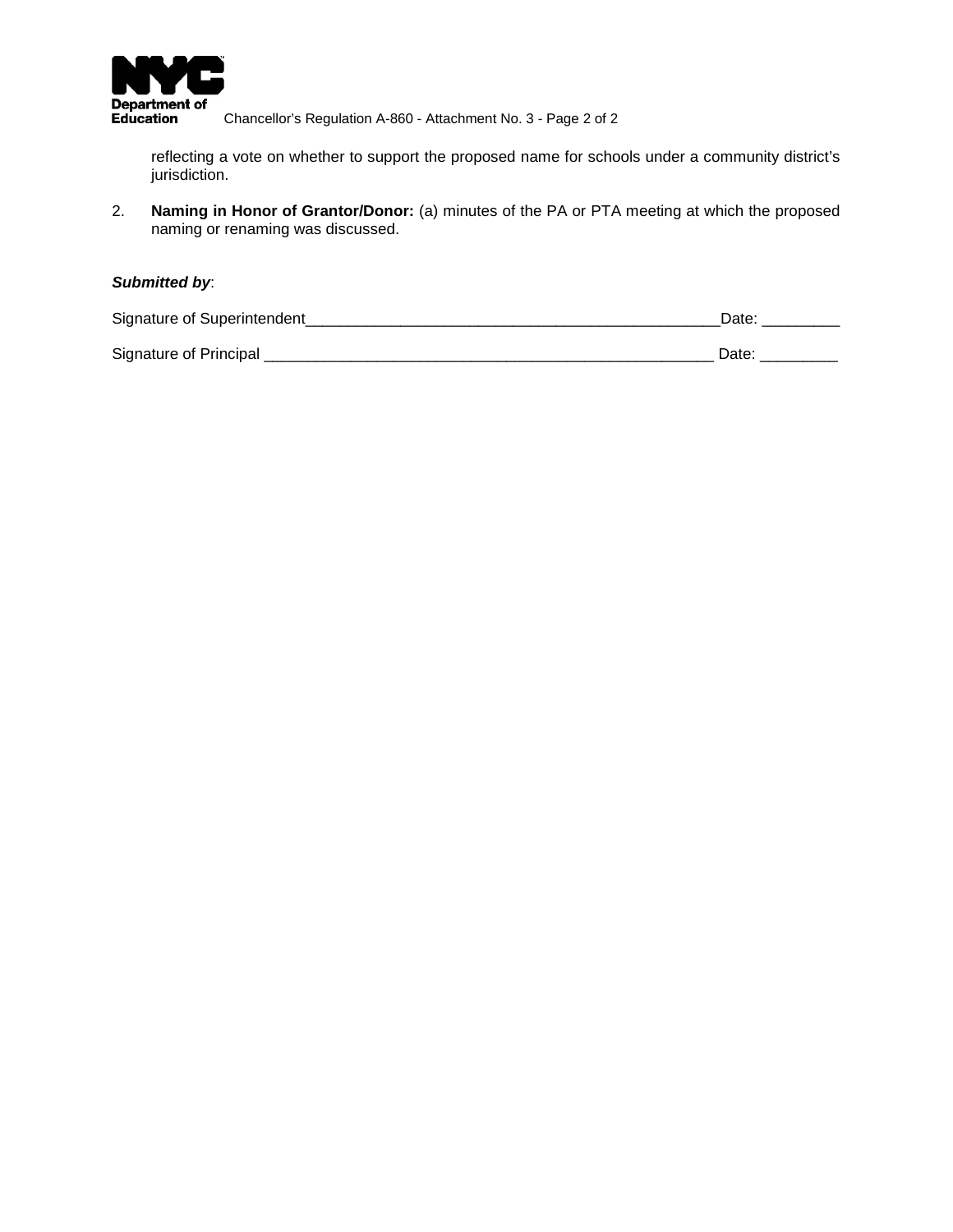reflecting a vote on whether to support the proposed name for schools under a community district's jurisdiction.

2. **Naming in Honor of Grantor/Donor:** (a) minutes of the PA or PTA meeting at which the proposed naming or renaming was discussed.

***Submitted by***:

Signature of Superintendent__________________________________________________Date: _________

Signature of Principal ______________________________________________________ Date: _________